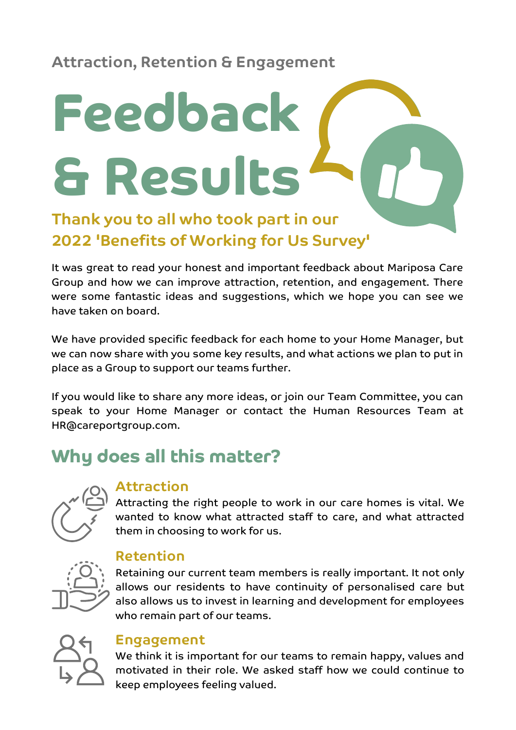### Attraction, Retention & Engagement

# Feedback & Results

## Thank you to all who took part in our 2022 'Benefits of Working for Us Survey'

It was great to read your honest and important feedback about Mariposa Care Group and how we can improve attraction, retention, and engagement. There were some fantastic ideas and suggestions, which we hope you can see we have taken on board.

We have provided specific feedback for each home to your Home Manager, but we can now share with you some key results, and what actions we plan to put in place as a Group to support our teams further.

If you would like to share any more ideas, or join our Team Committee, you can speak to your Home Manager or contact the Human Resources Team at HR@careportgroup.com.

## Why does all this matter?

### Attraction

Attracting the right people to work in our care homes is vital. We wanted to know what attracted staff to care, and what attracted them in choosing to work for us.

### Retention

Retaining our current team members is really important. It not only allows our residents to have continuity of personalised care but also allows us to invest in learning and development for employees who remain part of our teams.

### Engagement

We think it is important for our teams to remain happy, values and motivated in their role. We asked staff how we could continue to keep employees feeling valued.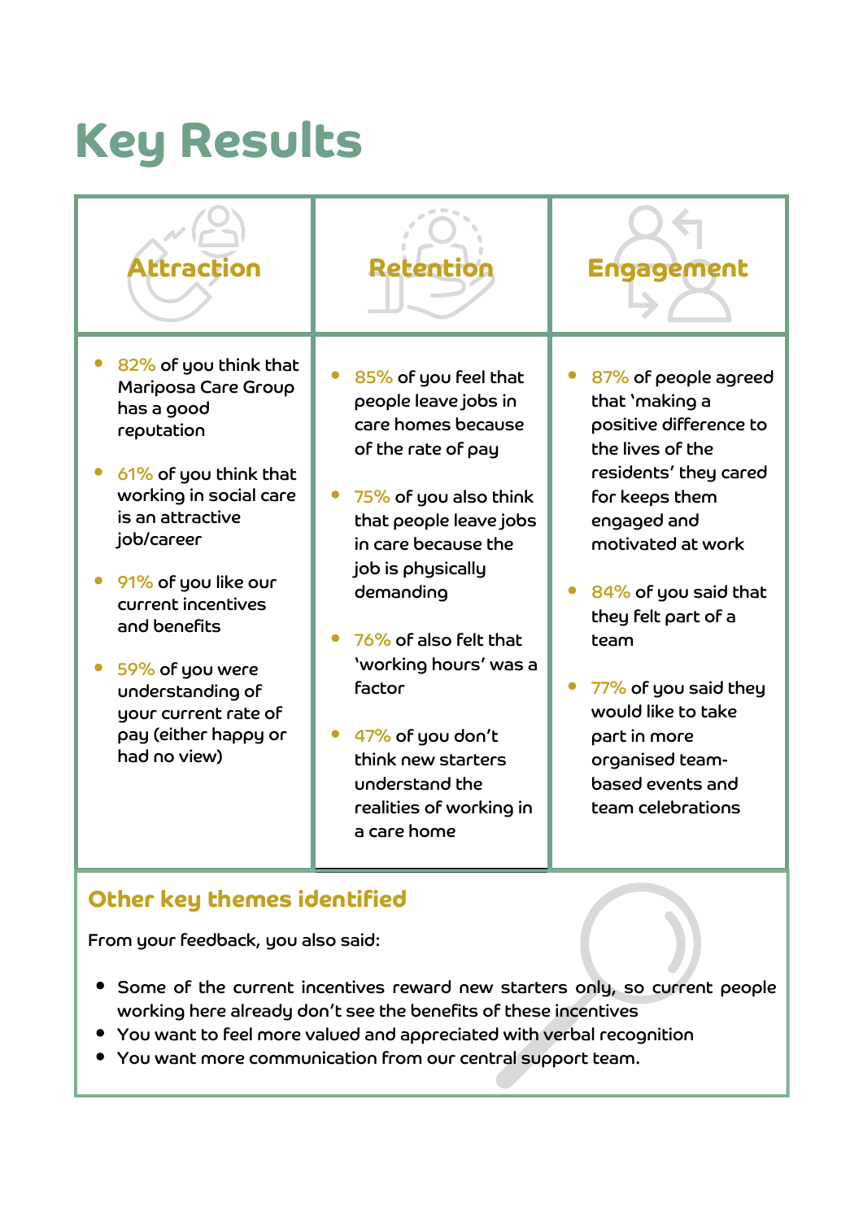# Key Results

## Attraction

- 82% of you think that Mariposa Care Group has a good reputation
- 61% of you think that working in social care is an attractive job/career
- 91% of you like our current incentives and benefits
- 59% of you were understanding of your current rate of pay (either happy or had no view)

## Retention

- 85% of you feel that people leave jobs in care homes because of the rate of pay
- 75% of you also think that people leave jobs in care because the job is physically demanding
- 76% of also felt that 'working hours' was a factor
- 47% of you don't think new starters understand the realities of working in a care home

## Engagement

- 87% of people agreed that 'making a positive difference to the lives of the residents' they cared for keeps them engaged and motivated at work
- 84% of you said that they felt part of a team
- 77% of you said they would like to take part in more organised team-based events and team celebrations

## Other key themes identified

From your feedback, you also said:

- Some of the current incentives reward new starters only, so current people working here already don't see the benefits of these incentives
- You want to feel more valued and appreciated with verbal recognition
- You want more communication from our central support team.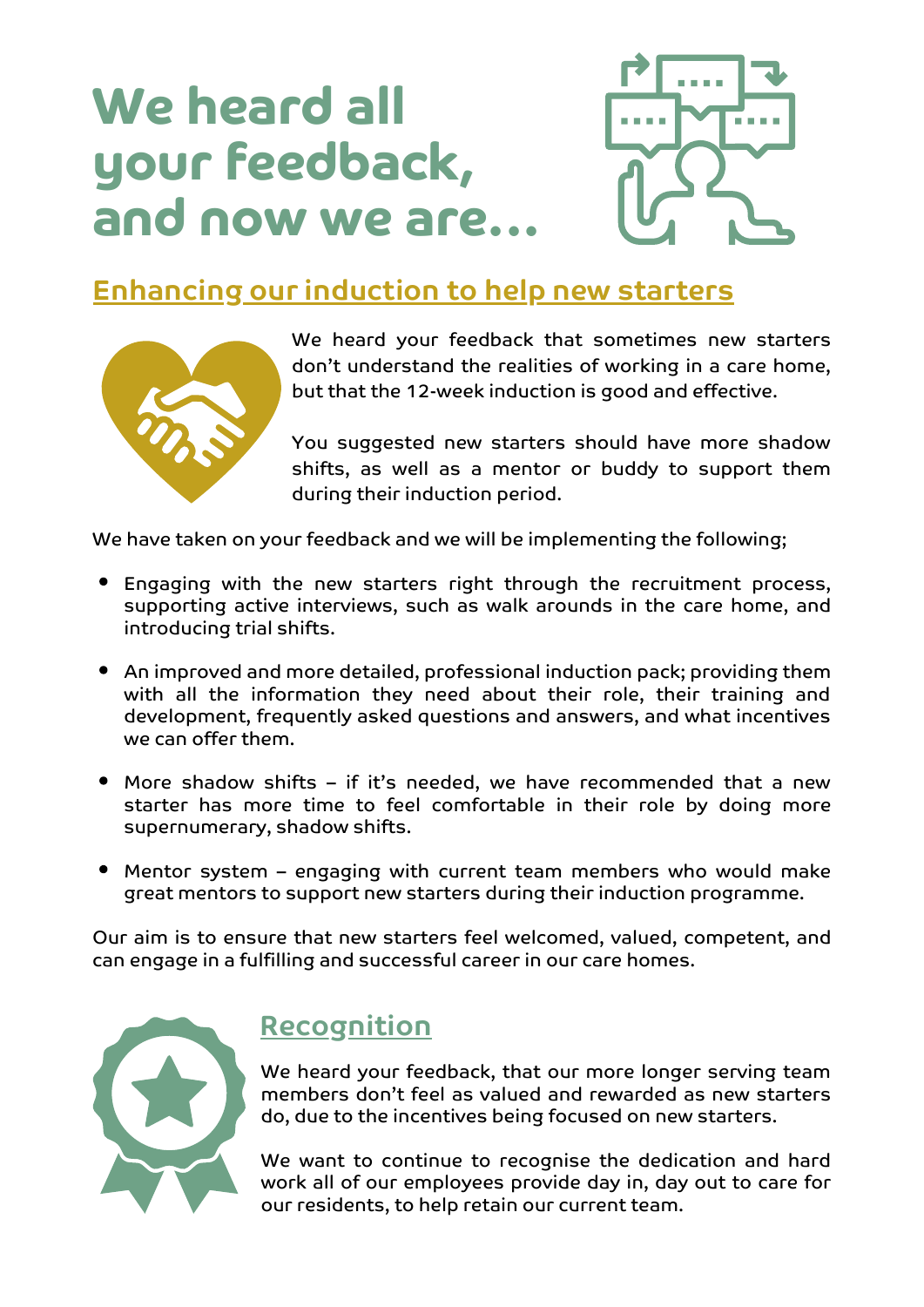# We heard all your feedback, and now we are...

## Enhancing our induction to help new starters

We heard your feedback that sometimes new starters don't understand the realities of working in a care home, but that the 12-week induction is good and effective.

You suggested new starters should have more shadow shifts, as well as a mentor or buddy to support them during their induction period.

We have taken on your feedback and we will be implementing the following;

- Engaging with the new starters right through the recruitment process, supporting active interviews, such as walk arounds in the care home, and introducing trial shifts.
- An improved and more detailed, professional induction pack; providing them with all the information they need about their role, their training and development, frequently asked questions and answers, and what incentives we can offer them.
- More shadow shifts – if it's needed, we have recommended that a new starter has more time to feel comfortable in their role by doing more supernumerary, shadow shifts.
- Mentor system – engaging with current team members who would make great mentors to support new starters during their induction programme.

Our aim is to ensure that new starters feel welcomed, valued, competent, and can engage in a fulfilling and successful career in our care homes.

## Recognition

We heard your feedback, that our more longer serving team members don't feel as valued and rewarded as new starters do, due to the incentives being focused on new starters.

We want to continue to recognise the dedication and hard work all of our employees provide day in, day out to care for our residents, to help retain our current team.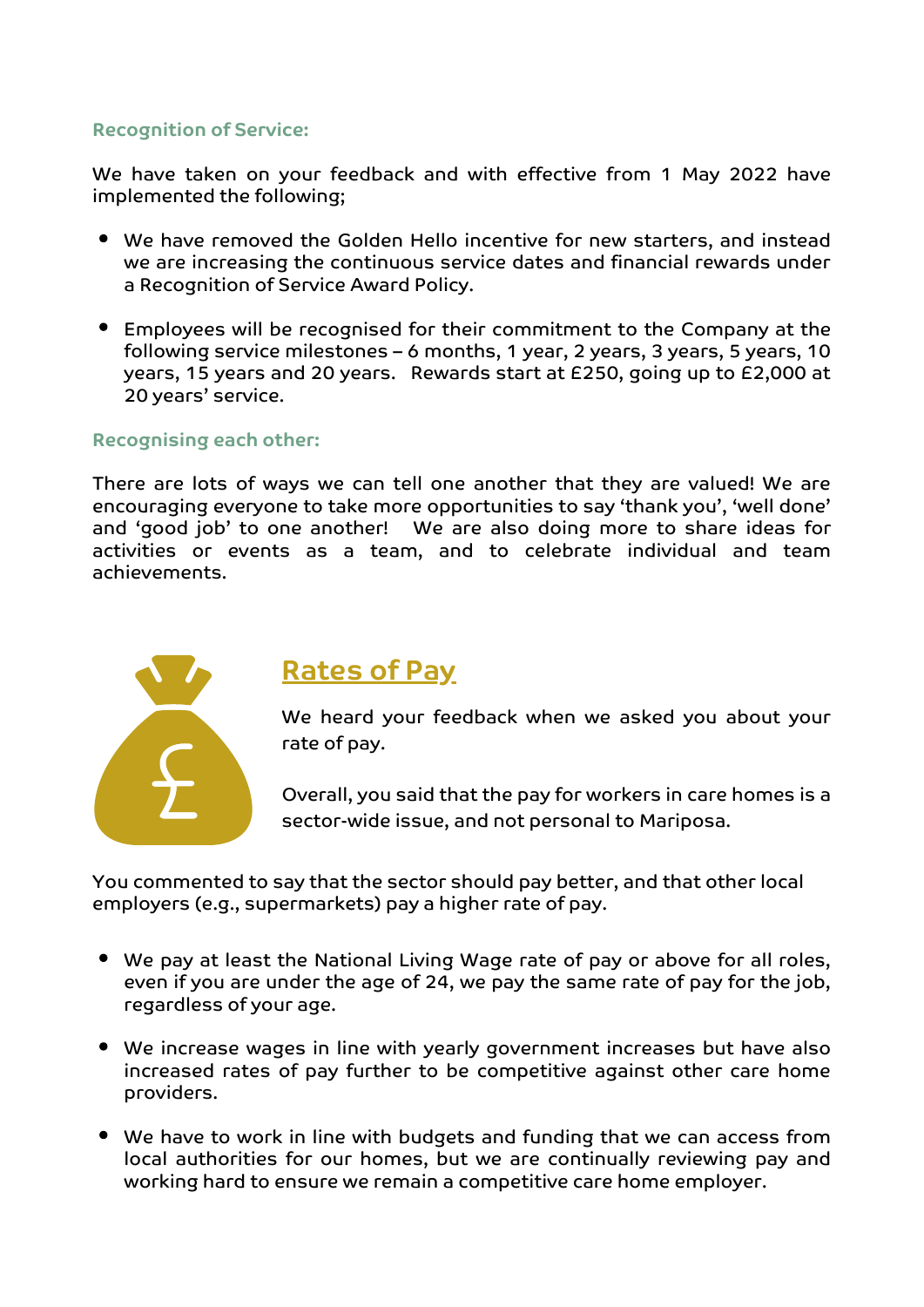### Recognition of Service:

We have taken on your feedback and with effective from 1 May 2022 have implemented the following;

- We have removed the Golden Hello incentive for new starters, and instead we are increasing the continuous service dates and financial rewards under a Recognition of Service Award Policy.

- Employees will be recognised for their commitment to the Company at the following service milestones – 6 months, 1 year, 2 years, 3 years, 5 years, 10 years, 15 years and 20 years. Rewards start at £250, going up to £2,000 at 20 years' service.

### Recognising each other:

There are lots of ways we can tell one another that they are valued! We are encouraging everyone to take more opportunities to say 'thank you', 'well done' and 'good job' to one another! We are also doing more to share ideas for activities or events as a team, and to celebrate individual and team achievements.

## Rates of Pay

We heard your feedback when we asked you about your rate of pay.

Overall, you said that the pay for workers in care homes is a sector-wide issue, and not personal to Mariposa.

You commented to say that the sector should pay better, and that other local employers (e.g., supermarkets) pay a higher rate of pay.

- We pay at least the National Living Wage rate of pay or above for all roles, even if you are under the age of 24, we pay the same rate of pay for the job, regardless of your age.

- We increase wages in line with yearly government increases but have also increased rates of pay further to be competitive against other care home providers.

- We have to work in line with budgets and funding that we can access from local authorities for our homes, but we are continually reviewing pay and working hard to ensure we remain a competitive care home employer.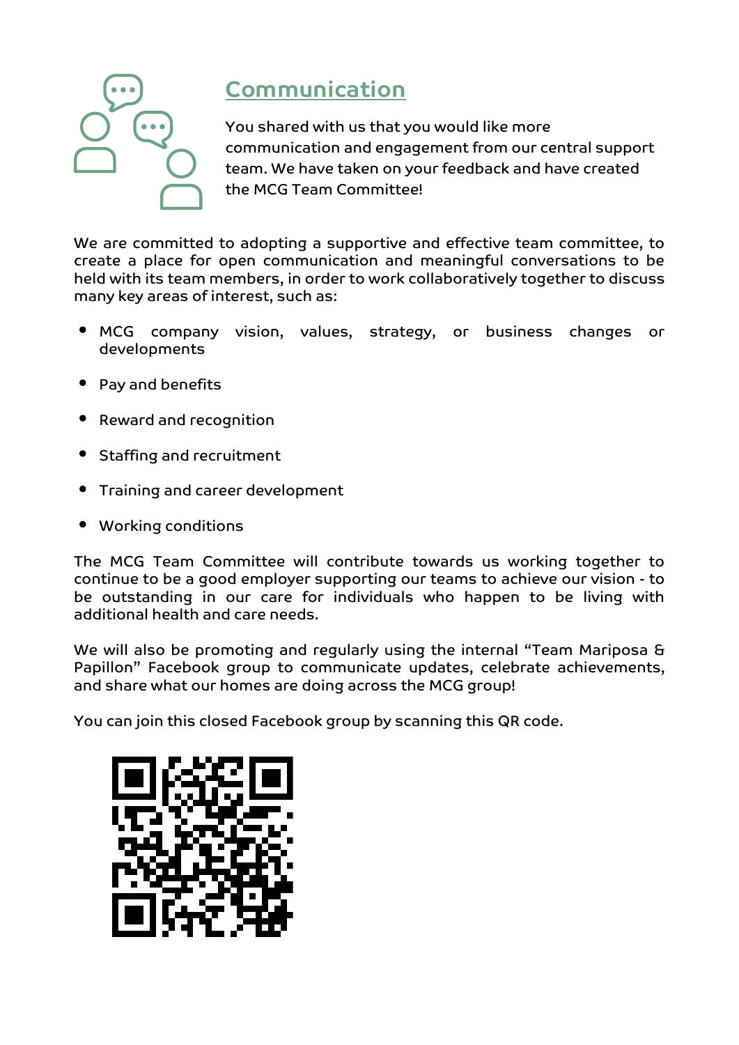## Communication

You shared with us that you would like more communication and engagement from our central support team. We have taken on your feedback and have created the MCG Team Committee!

We are committed to adopting a supportive and effective team committee, to create a place for open communication and meaningful conversations to be held with its team members, in order to work collaboratively together to discuss many key areas of interest, such as:

- MCG company vision, values, strategy, or business changes or developments
- Pay and benefits
- Reward and recognition
- Staffing and recruitment
- Training and career development
- Working conditions

The MCG Team Committee will contribute towards us working together to continue to be a good employer supporting our teams to achieve our vision - to be outstanding in our care for individuals who happen to be living with additional health and care needs.

We will also be promoting and regularly using the internal "Team Mariposa & Papillon" Facebook group to communicate updates, celebrate achievements, and share what our homes are doing across the MCG group!

You can join this closed Facebook group by scanning this QR code.